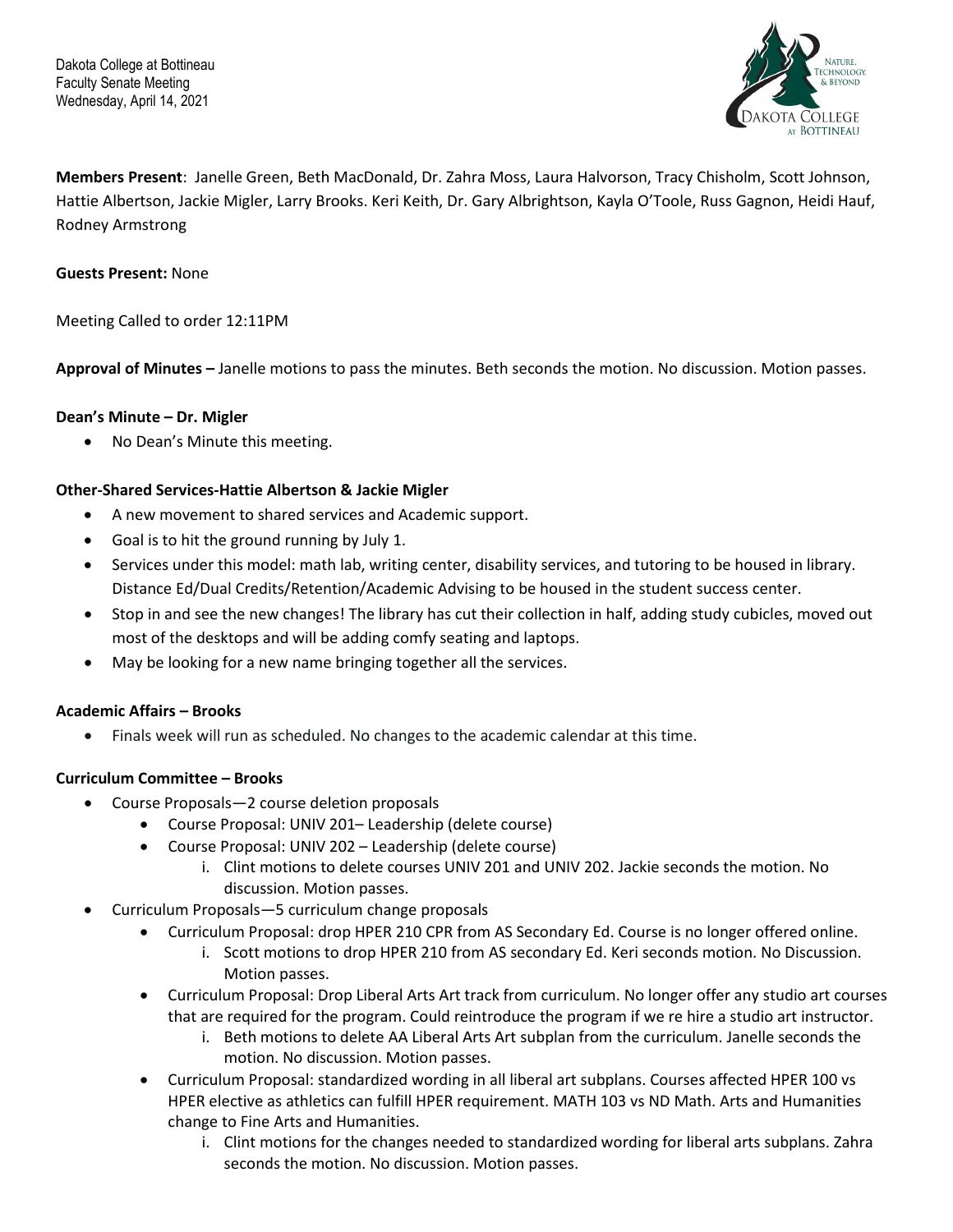Dakota College at Bottineau
Faculty Senate Meeting
Wednesday, April 14, 2021

**Members Present**: Janelle Green, Beth MacDonald, Dr. Zahra Moss, Laura Halvorson, Tracy Chisholm, Scott Johnson, Hattie Albertson, Jackie Migler, Larry Brooks. Keri Keith, Dr. Gary Albrightson, Kayla O'Toole, Russ Gagnon, Heidi Hauf, Rodney Armstrong

**Guests Present:** None

Meeting Called to order 12:11PM

**Approval of Minutes –** Janelle motions to pass the minutes. Beth seconds the motion. No discussion. Motion passes.

**Dean's Minute – Dr. Migler**

- No Dean's Minute this meeting.

**Other-Shared Services-Hattie Albertson & Jackie Migler**

- A new movement to shared services and Academic support.
- Goal is to hit the ground running by July 1.
- Services under this model: math lab, writing center, disability services, and tutoring to be housed in library. Distance Ed/Dual Credits/Retention/Academic Advising to be housed in the student success center.
- Stop in and see the new changes! The library has cut their collection in half, adding study cubicles, moved out most of the desktops and will be adding comfy seating and laptops.
- May be looking for a new name bringing together all the services.

**Academic Affairs – Brooks**

- Finals week will run as scheduled. No changes to the academic calendar at this time.

**Curriculum Committee – Brooks**

- Course Proposals—2 course deletion proposals
    - Course Proposal: UNIV 201– Leadership (delete course)
    - Course Proposal: UNIV 202 – Leadership (delete course)
        i. Clint motions to delete courses UNIV 201 and UNIV 202. Jackie seconds the motion. No discussion. Motion passes.
- Curriculum Proposals—5 curriculum change proposals
    - Curriculum Proposal: drop HPER 210 CPR from AS Secondary Ed. Course is no longer offered online.
        i. Scott motions to drop HPER 210 from AS secondary Ed. Keri seconds motion. No Discussion. Motion passes.
    - Curriculum Proposal: Drop Liberal Arts Art track from curriculum. No longer offer any studio art courses that are required for the program. Could reintroduce the program if we re hire a studio art instructor.
        i. Beth motions to delete AA Liberal Arts Art subplan from the curriculum. Janelle seconds the motion. No discussion. Motion passes.
    - Curriculum Proposal: standardized wording in all liberal art subplans. Courses affected HPER 100 vs HPER elective as athletics can fulfill HPER requirement. MATH 103 vs ND Math. Arts and Humanities change to Fine Arts and Humanities.
        i. Clint motions for the changes needed to standardized wording for liberal arts subplans. Zahra seconds the motion. No discussion. Motion passes.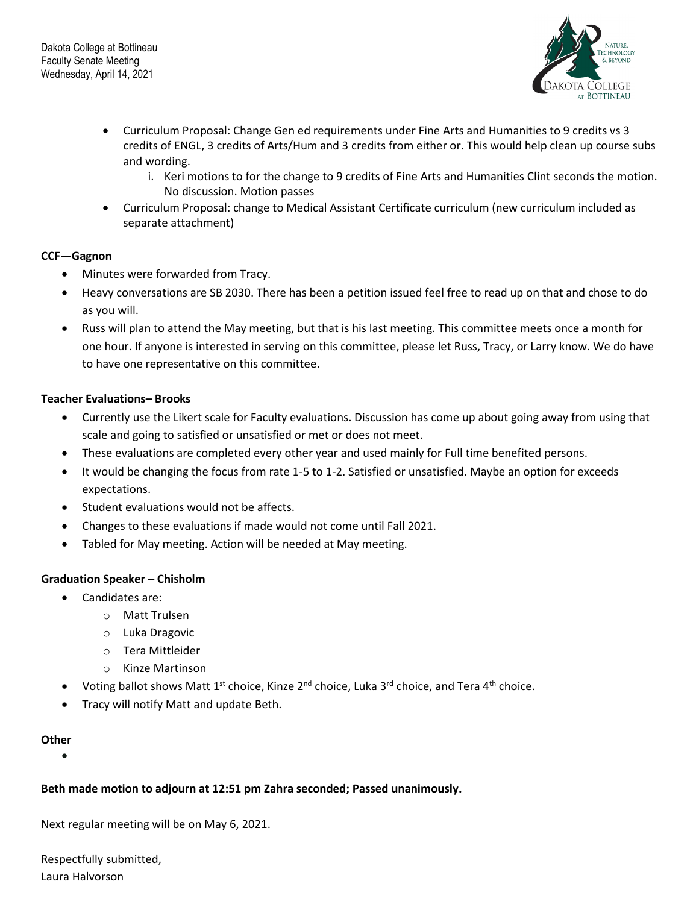- Curriculum Proposal: Change Gen ed requirements under Fine Arts and Humanities to 9 credits vs 3 credits of ENGL, 3 credits of Arts/Hum and 3 credits from either or. This would help clean up course subs and wording.
    i. Keri motions to for the change to 9 credits of Fine Arts and Humanities Clint seconds the motion. No discussion. Motion passes
- Curriculum Proposal: change to Medical Assistant Certificate curriculum (new curriculum included as separate attachment)

**CCF—Gagnon**

- Minutes were forwarded from Tracy.
- Heavy conversations are SB 2030. There has been a petition issued feel free to read up on that and chose to do as you will.
- Russ will plan to attend the May meeting, but that is his last meeting. This committee meets once a month for one hour. If anyone is interested in serving on this committee, please let Russ, Tracy, or Larry know. We do have to have one representative on this committee.

**Teacher Evaluations– Brooks**

- Currently use the Likert scale for Faculty evaluations. Discussion has come up about going away from using that scale and going to satisfied or unsatisfied or met or does not meet.
- These evaluations are completed every other year and used mainly for Full time benefited persons.
- It would be changing the focus from rate 1-5 to 1-2. Satisfied or unsatisfied. Maybe an option for exceeds expectations.
- Student evaluations would not be affects.
- Changes to these evaluations if made would not come until Fall 2021.
- Tabled for May meeting. Action will be needed at May meeting.

**Graduation Speaker – Chisholm**

- Candidates are:
    - Matt Trulsen
    - Luka Dragovic
    - Tera Mittleider
    - Kinze Martinson
- Voting ballot shows Matt 1st choice, Kinze 2nd choice, Luka 3rd choice, and Tera 4th choice.
- Tracy will notify Matt and update Beth.

**Other**

- 

**Beth made motion to adjourn at 12:51 pm Zahra seconded; Passed unanimously.**

Next regular meeting will be on May 6, 2021.

Respectfully submitted,
Laura Halvorson